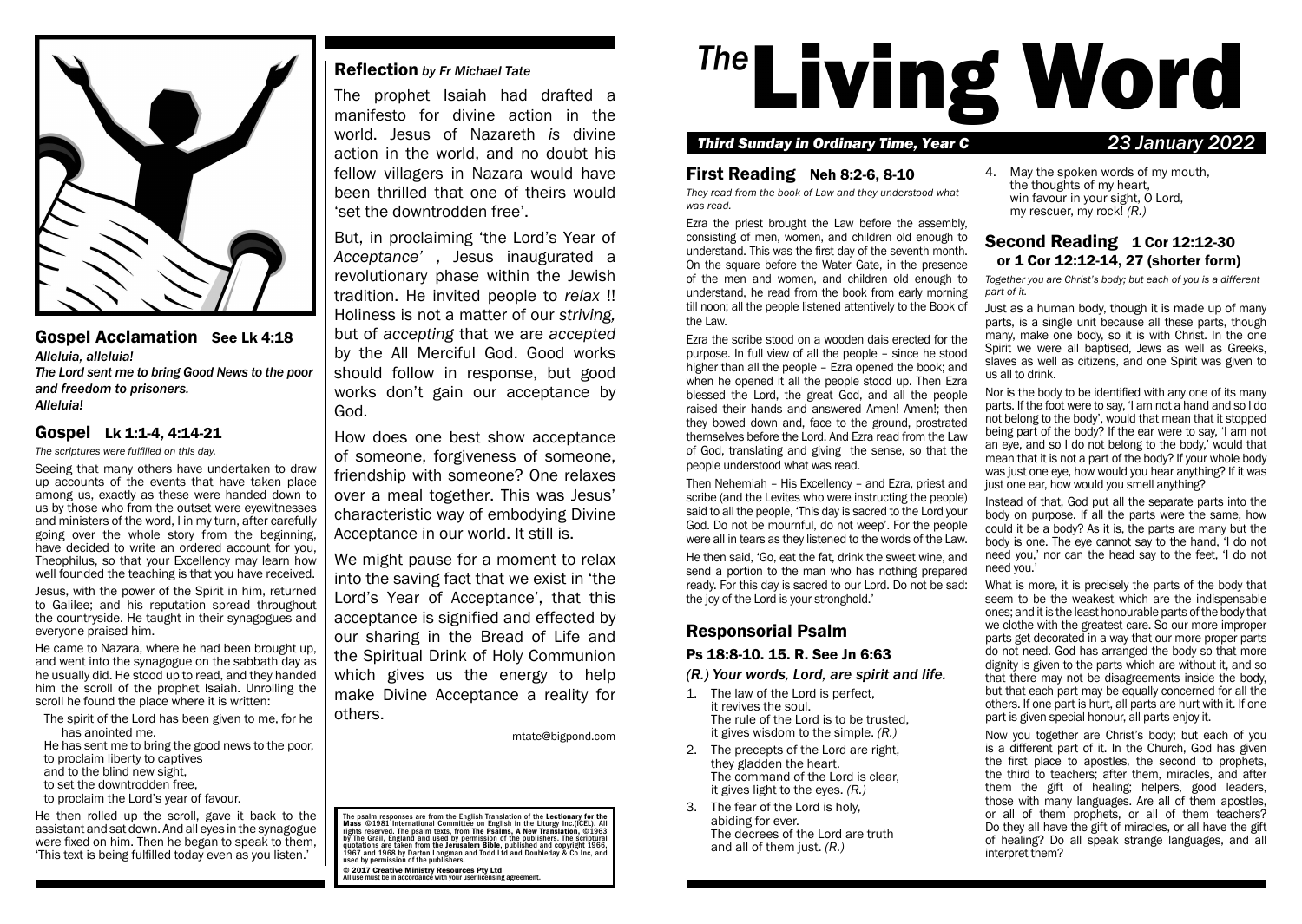# *The* Living Word

*Third Sunday in Ordinary Time, Year C* — *23 January 2022*

## First Reading Neh 8:2-6, 8-10

*They read from the book of Law and they understood what was read.*

Ezra the priest brought the Law before the assembly, consisting of men, women, and children old enough to understand. This was the first day of the seventh month. On the square before the Water Gate, in the presence of the men and women, and children old enough to understand, he read from the book from early morning till noon; all the people listened attentively to the Book of the Law.

Ezra the scribe stood on a wooden dais erected for the purpose. In full view of all the people – since he stood higher than all the people – Ezra opened the book; and when he opened it all the people stood up. Then Ezra blessed the Lord, the great God, and all the people raised their hands and answered Amen! Amen!; then they bowed down and, face to the ground, prostrated themselves before the Lord. And Ezra read from the Law of God, translating and giving the sense, so that the people understood what was read.

Then Nehemiah – His Excellency – and Ezra, priest and scribe (and the Levites who were instructing the people) said to all the people, 'This day is sacred to the Lord your God. Do not be mournful, do not weep'. For the people were all in tears as they listened to the words of the Law.

He then said, 'Go, eat the fat, drink the sweet wine, and send a portion to the man who has nothing prepared ready. For this day is sacred to our Lord. Do not be sad: the joy of the Lord is your stronghold.'

## Responsorial Psalm

### Ps 18:8-10. 15. R. See Jn 6:63

***(R.) Your words, Lord, are spirit and life.***

1. The law of the Lord is perfect,
   it revives the soul.
   The rule of the Lord is to be trusted,
   it gives wisdom to the simple. *(R.)*
2. The precepts of the Lord are right,
   they gladden the heart.
   The command of the Lord is clear,
   it gives light to the eyes. *(R.)*
3. The fear of the Lord is holy,
   abiding for ever.
   The decrees of the Lord are truth
   and all of them just. *(R.)*
4. May the spoken words of my mouth,
   the thoughts of my heart,
   win favour in your sight, O Lord,
   my rescuer, my rock! *(R.)*

## Second Reading 1 Cor 12:12-30 or 1 Cor 12:12-14, 27 (shorter form)

*Together you are Christ's body; but each of you is a different part of it.*

Just as a human body, though it is made up of many parts, is a single unit because all these parts, though many, make one body, so it is with Christ. In the one Spirit we were all baptised, Jews as well as Greeks, slaves as well as citizens, and one Spirit was given to us all to drink.

Nor is the body to be identified with any one of its many parts. If the foot were to say, 'I am not a hand and so I do not belong to the body', would that mean that it stopped being part of the body? If the ear were to say, 'I am not an eye, and so I do not belong to the body,' would that mean that it is not a part of the body? If your whole body was just one eye, how would you hear anything? If it was just one ear, how would you smell anything?

Instead of that, God put all the separate parts into the body on purpose. If all the parts were the same, how could it be a body? As it is, the parts are many but the body is one. The eye cannot say to the hand, 'I do not need you,' nor can the head say to the feet, 'I do not need you.'

What is more, it is precisely the parts of the body that seem to be the weakest which are the indispensable ones; and it is the least honourable parts of the body that we clothe with the greatest care. So our more improper parts get decorated in a way that our more proper parts do not need. God has arranged the body so that more dignity is given to the parts which are without it, and so that there may not be disagreements inside the body, but that each part may be equally concerned for all the others. If one part is hurt, all parts are hurt with it. If one part is given special honour, all parts enjoy it.

Now you together are Christ's body; but each of you is a different part of it. In the Church, God has given the first place to apostles, the second to prophets, the third to teachers; after them, miracles, and after them the gift of healing; helpers, good leaders, those with many languages. Are all of them apostles, or all of them prophets, or all of them teachers? Do they all have the gift of miracles, or all have the gift of healing? Do all speak strange languages, and all interpret them?

## Gospel Acclamation See Lk 4:18

***Alleluia, alleluia!***
***The Lord sent me to bring Good News to the poor and freedom to prisoners.***
***Alleluia!***

## Gospel Lk 1:1-4, 4:14-21

*The scriptures were fulfilled on this day.*

Seeing that many others have undertaken to draw up accounts of the events that have taken place among us, exactly as these were handed down to us by those who from the outset were eyewitnesses and ministers of the word, I in my turn, after carefully going over the whole story from the beginning, have decided to write an ordered account for you, Theophilus, so that your Excellency may learn how well founded the teaching is that you have received.

Jesus, with the power of the Spirit in him, returned to Galilee; and his reputation spread throughout the countryside. He taught in their synagogues and everyone praised him.

He came to Nazara, where he had been brought up, and went into the synagogue on the sabbath day as he usually did. He stood up to read, and they handed him the scroll of the prophet Isaiah. Unrolling the scroll he found the place where it is written:

The spirit of the Lord has been given to me, for he has anointed me.
He has sent me to bring the good news to the poor,
to proclaim liberty to captives
and to the blind new sight,
to set the downtrodden free,
to proclaim the Lord's year of favour.

He then rolled up the scroll, gave it back to the assistant and sat down. And all eyes in the synagogue were fixed on him. Then he began to speak to them, 'This text is being fulfilled today even as you listen.'

## Reflection *by Fr Michael Tate*

The prophet Isaiah had drafted a manifesto for divine action in the world. Jesus of Nazareth *is* divine action in the world, and no doubt his fellow villagers in Nazara would have been thrilled that one of theirs would 'set the downtrodden free'.

But, in proclaiming 'the Lord's Year of *Acceptance'* , Jesus inaugurated a revolutionary phase within the Jewish tradition. He invited people to *relax* !! Holiness is not a matter of our *striving,* but of *accepting* that we are *accepted* by the All Merciful God. Good works should follow in response, but good works don't gain our acceptance by God.

How does one best show acceptance of someone, forgiveness of someone, friendship with someone? One relaxes over a meal together. This was Jesus' characteristic way of embodying Divine Acceptance in our world. It still is.

We might pause for a moment to relax into the saving fact that we exist in 'the Lord's Year of Acceptance', that this acceptance is signified and effected by our sharing in the Bread of Life and the Spiritual Drink of Holy Communion which gives us the energy to help make Divine Acceptance a reality for others.

mtate@bigpond.com

The psalm responses are from the English Translation of the **Lectionary for the Mass** ©1981 International Committee on English in the Liturgy Inc.(ICEL). All rights reserved. The psalm texts, from **The Psalms, A New Translation,** ©1963 by The Grail, England and used by permission of the publishers. The scriptural quotations are taken from the **Jerusalem Bible**, published and copyright 1966, 1967 and 1968 by Darton Longman and Todd Ltd and Doubleday & Co Inc, and used by permission of the publishers.

**© 2017 Creative Ministry Resources Pty Ltd**
All use must be in accordance with your user licensing agreement.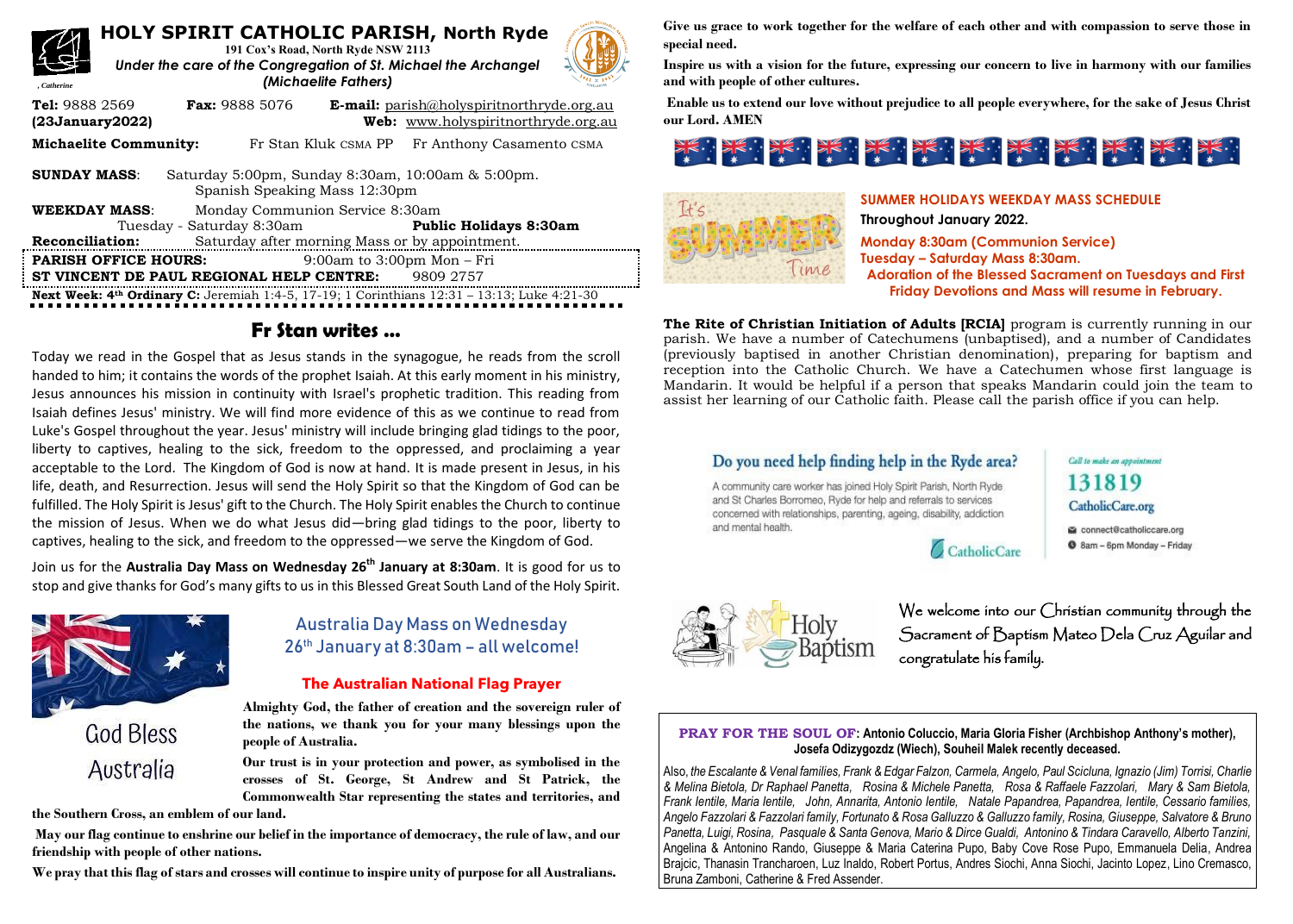# HOLY SPIRIT CATHOLIC PARISH, North Ryde

**191 Cox's Road, North Ryde NSW 2113**

*Under the care of the Congregation of St. Michael the Archangel (Michaelite Fathers)*

**Tel:** 9888 2569 **Fax:** 9888 5076 **E-mail:** parish@holyspiritnorthryde.org.au

**(23January2022)** **Web:** www.holyspiritnorthryde.org.au

**Michaelite Community:** Fr Stan Kluk CSMA PP Fr Anthony Casamento CSMA

**SUNDAY MASS**: Saturday 5:00pm, Sunday 8:30am, 10:00am & 5:00pm. Spanish Speaking Mass 12:30pm

**WEEKDAY MASS**: Monday Communion Service 8:30am
Tuesday - Saturday 8:30am **Public Holidays 8:30am**

**Reconciliation:** Saturday after morning Mass or by appointment.

**PARISH OFFICE HOURS:** 9:00am to 3:00pm Mon – Fri

**ST VINCENT DE PAUL REGIONAL HELP CENTRE:** 9809 2757

**Next Week: 4th Ordinary C:** Jeremiah 1:4-5, 17-19; 1 Corinthians 12:31 – 13:13; Luke 4:21-30

## Fr Stan writes …

Today we read in the Gospel that as Jesus stands in the synagogue, he reads from the scroll handed to him; it contains the words of the prophet Isaiah. At this early moment in his ministry, Jesus announces his mission in continuity with Israel's prophetic tradition. This reading from Isaiah defines Jesus' ministry. We will find more evidence of this as we continue to read from Luke's Gospel throughout the year. Jesus' ministry will include bringing glad tidings to the poor, liberty to captives, healing to the sick, freedom to the oppressed, and proclaiming a year acceptable to the Lord. The Kingdom of God is now at hand. It is made present in Jesus, in his life, death, and Resurrection. Jesus will send the Holy Spirit so that the Kingdom of God can be fulfilled. The Holy Spirit is Jesus' gift to the Church. The Holy Spirit enables the Church to continue the mission of Jesus. When we do what Jesus did—bring glad tidings to the poor, liberty to captives, healing to the sick, and freedom to the oppressed—we serve the Kingdom of God.

Join us for the **Australia Day Mass on Wednesday 26th January at 8:30am**. It is good for us to stop and give thanks for God's many gifts to us in this Blessed Great South Land of the Holy Spirit.

God Bless Australia

## Australia Day Mass on Wednesday 26th January at 8:30am – all welcome!

### The Australian National Flag Prayer

**Almighty God, the father of creation and the sovereign ruler of the nations, we thank you for your many blessings upon the people of Australia.**

**Our trust is in your protection and power, as symbolised in the crosses of St. George, St Andrew and St Patrick, the Commonwealth Star representing the states and territories, and the Southern Cross, an emblem of our land.**

**May our flag continue to enshrine our belief in the importance of democracy, the rule of law, and our friendship with people of other nations.**

**We pray that this flag of stars and crosses will continue to inspire unity of purpose for all Australians.**

**Give us grace to work together for the welfare of each other and with compassion to serve those in special need.**

**Inspire us with a vision for the future, expressing our concern to live in harmony with our families and with people of other cultures.**

**Enable us to extend our love without prejudice to all people everywhere, for the sake of Jesus Christ our Lord. AMEN**

It's SUMMER Time

### SUMMER HOLIDAYS WEEKDAY MASS SCHEDULE

**Throughout January 2022.**

**Monday 8:30am (Communion Service)**
**Tuesday – Saturday Mass 8:30am.**
**Adoration of the Blessed Sacrament on Tuesdays and First Friday Devotions and Mass will resume in February.**

**The Rite of Christian Initiation of Adults [RCIA]** program is currently running in our parish. We have a number of Catechumens (unbaptised), and a number of Candidates (previously baptised in another Christian denomination), preparing for baptism and reception into the Catholic Church. We have a Catechumen whose first language is Mandarin. It would be helpful if a person that speaks Mandarin could join the team to assist her learning of our Catholic faith. Please call the parish office if you can help.

### Do you need help finding help in the Ryde area?

A community care worker has joined Holy Spirit Parish, North Ryde and St Charles Borromeo, Ryde for help and referrals to services concerned with relationships, parenting, ageing, disability, addiction and mental health.

CatholicCare

Call to make an appointment **131819** CatholicCare.org

connect@catholiccare.org
8am – 6pm Monday – Friday

Holy Baptism

We welcome into our Christian community through the Sacrament of Baptism Mateo Dela Cruz Aguilar and congratulate his family.

**PRAY FOR THE SOUL OF: Antonio Coluccio, Maria Gloria Fisher (Archbishop Anthony's mother), Josefa Odizygozdz (Wiech), Souheil Malek recently deceased.**

Also, *the Escalante & Venal families, Frank & Edgar Falzon, Carmela, Angelo, Paul Scicluna, Ignazio (Jim) Torrisi, Charlie & Melina Bietola, Dr Raphael Panetta, Rosina & Michele Panetta, Rosa & Raffaele Fazzolari, Mary & Sam Bietola, Frank Ientile, Maria Ientile, John, Annarita, Antonio Ientile, Natale Papandrea, Papandrea, Ientile, Cessario families, Angelo Fazzolari & Fazzolari family, Fortunato & Rosa Galluzzo & Galluzzo family, Rosina, Giuseppe, Salvatore & Bruno Panetta, Luigi, Rosina, Pasquale & Santa Genova, Mario & Dirce Gualdi, Antonino & Tindara Caravello, Alberto Tanzini,* Angelina & Antonino Rando, Giuseppe & Maria Caterina Pupo, Baby Cove Rose Pupo, Emmanuela Delia, Andrea Brajcic, Thanasin Trancharoen, Luz Inaldo, Robert Portus, Andres Siochi, Anna Siochi, Jacinto Lopez, Lino Cremasco, Bruna Zamboni, Catherine & Fred Assender.